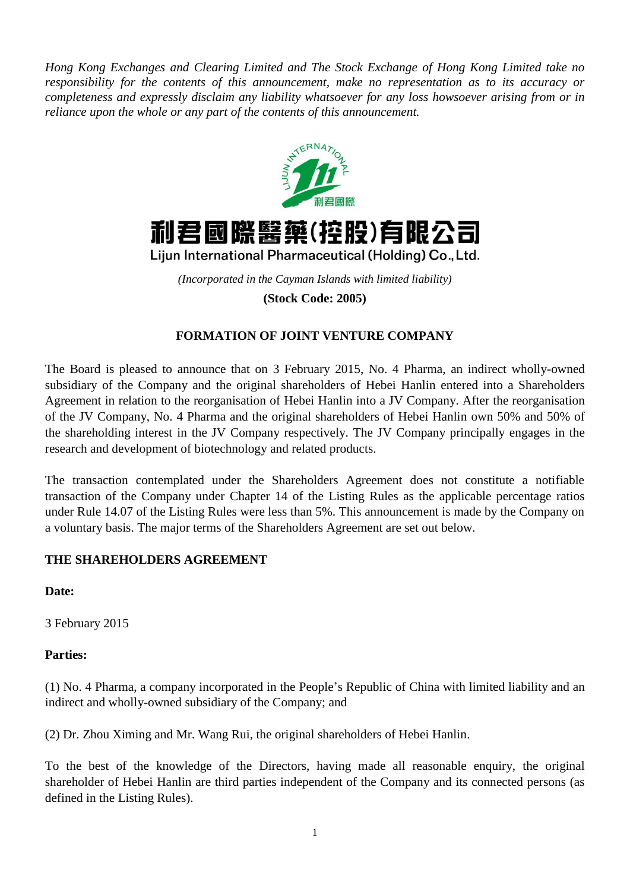*Hong Kong Exchanges and Clearing Limited and The Stock Exchange of Hong Kong Limited take no responsibility for the contents of this announcement, make no representation as to its accuracy or completeness and expressly disclaim any liability whatsoever for any loss howsoever arising from or in reliance upon the whole or any part of the contents of this announcement.*

# 利君國際醫藥(控股)有限公司
## Lijun International Pharmaceutical (Holding) Co., Ltd.

*(Incorporated in the Cayman Islands with limited liability)*

**(Stock Code: 2005)**

## FORMATION OF JOINT VENTURE COMPANY

The Board is pleased to announce that on 3 February 2015, No. 4 Pharma, an indirect wholly-owned subsidiary of the Company and the original shareholders of Hebei Hanlin entered into a Shareholders Agreement in relation to the reorganisation of Hebei Hanlin into a JV Company. After the reorganisation of the JV Company, No. 4 Pharma and the original shareholders of Hebei Hanlin own 50% and 50% of the shareholding interest in the JV Company respectively. The JV Company principally engages in the research and development of biotechnology and related products.

The transaction contemplated under the Shareholders Agreement does not constitute a notifiable transaction of the Company under Chapter 14 of the Listing Rules as the applicable percentage ratios under Rule 14.07 of the Listing Rules were less than 5%. This announcement is made by the Company on a voluntary basis. The major terms of the Shareholders Agreement are set out below.

### THE SHAREHOLDERS AGREEMENT

**Date:**

3 February 2015

**Parties:**

(1) No. 4 Pharma, a company incorporated in the People's Republic of China with limited liability and an indirect and wholly-owned subsidiary of the Company; and

(2) Dr. Zhou Ximing and Mr. Wang Rui, the original shareholders of Hebei Hanlin.

To the best of the knowledge of the Directors, having made all reasonable enquiry, the original shareholder of Hebei Hanlin are third parties independent of the Company and its connected persons (as defined in the Listing Rules).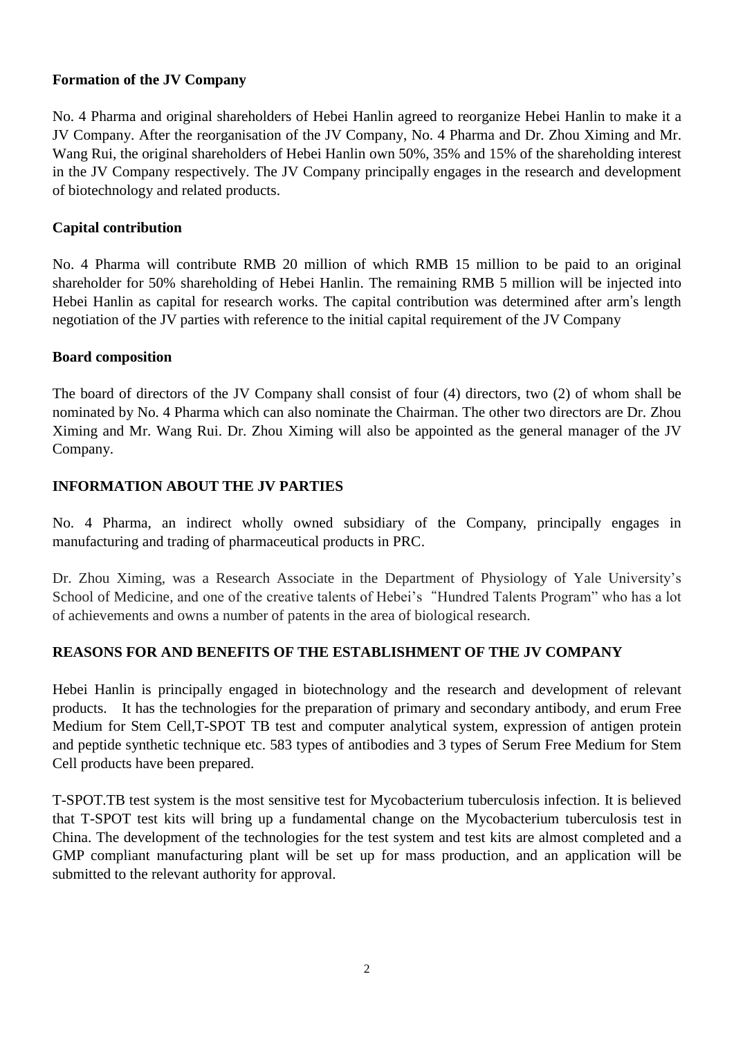**Formation of the JV Company**

No. 4 Pharma and original shareholders of Hebei Hanlin agreed to reorganize Hebei Hanlin to make it a JV Company. After the reorganisation of the JV Company, No. 4 Pharma and Dr. Zhou Ximing and Mr. Wang Rui, the original shareholders of Hebei Hanlin own 50%, 35% and 15% of the shareholding interest in the JV Company respectively. The JV Company principally engages in the research and development of biotechnology and related products.

**Capital contribution**

No. 4 Pharma will contribute RMB 20 million of which RMB 15 million to be paid to an original shareholder for 50% shareholding of Hebei Hanlin. The remaining RMB 5 million will be injected into Hebei Hanlin as capital for research works. The capital contribution was determined after arm's length negotiation of the JV parties with reference to the initial capital requirement of the JV Company

**Board composition**

The board of directors of the JV Company shall consist of four (4) directors, two (2) of whom shall be nominated by No. 4 Pharma which can also nominate the Chairman. The other two directors are Dr. Zhou Ximing and Mr. Wang Rui. Dr. Zhou Ximing will also be appointed as the general manager of the JV Company.

**INFORMATION ABOUT THE JV PARTIES**

No. 4 Pharma, an indirect wholly owned subsidiary of the Company, principally engages in manufacturing and trading of pharmaceutical products in PRC.

Dr. Zhou Ximing, was a Research Associate in the Department of Physiology of Yale University's School of Medicine, and one of the creative talents of Hebei's "Hundred Talents Program" who has a lot of achievements and owns a number of patents in the area of biological research.

**REASONS FOR AND BENEFITS OF THE ESTABLISHMENT OF THE JV COMPANY**

Hebei Hanlin is principally engaged in biotechnology and the research and development of relevant products. It has the technologies for the preparation of primary and secondary antibody, and erum Free Medium for Stem Cell,T-SPOT TB test and computer analytical system, expression of antigen protein and peptide synthetic technique etc. 583 types of antibodies and 3 types of Serum Free Medium for Stem Cell products have been prepared.

T-SPOT.TB test system is the most sensitive test for Mycobacterium tuberculosis infection. It is believed that T-SPOT test kits will bring up a fundamental change on the Mycobacterium tuberculosis test in China. The development of the technologies for the test system and test kits are almost completed and a GMP compliant manufacturing plant will be set up for mass production, and an application will be submitted to the relevant authority for approval.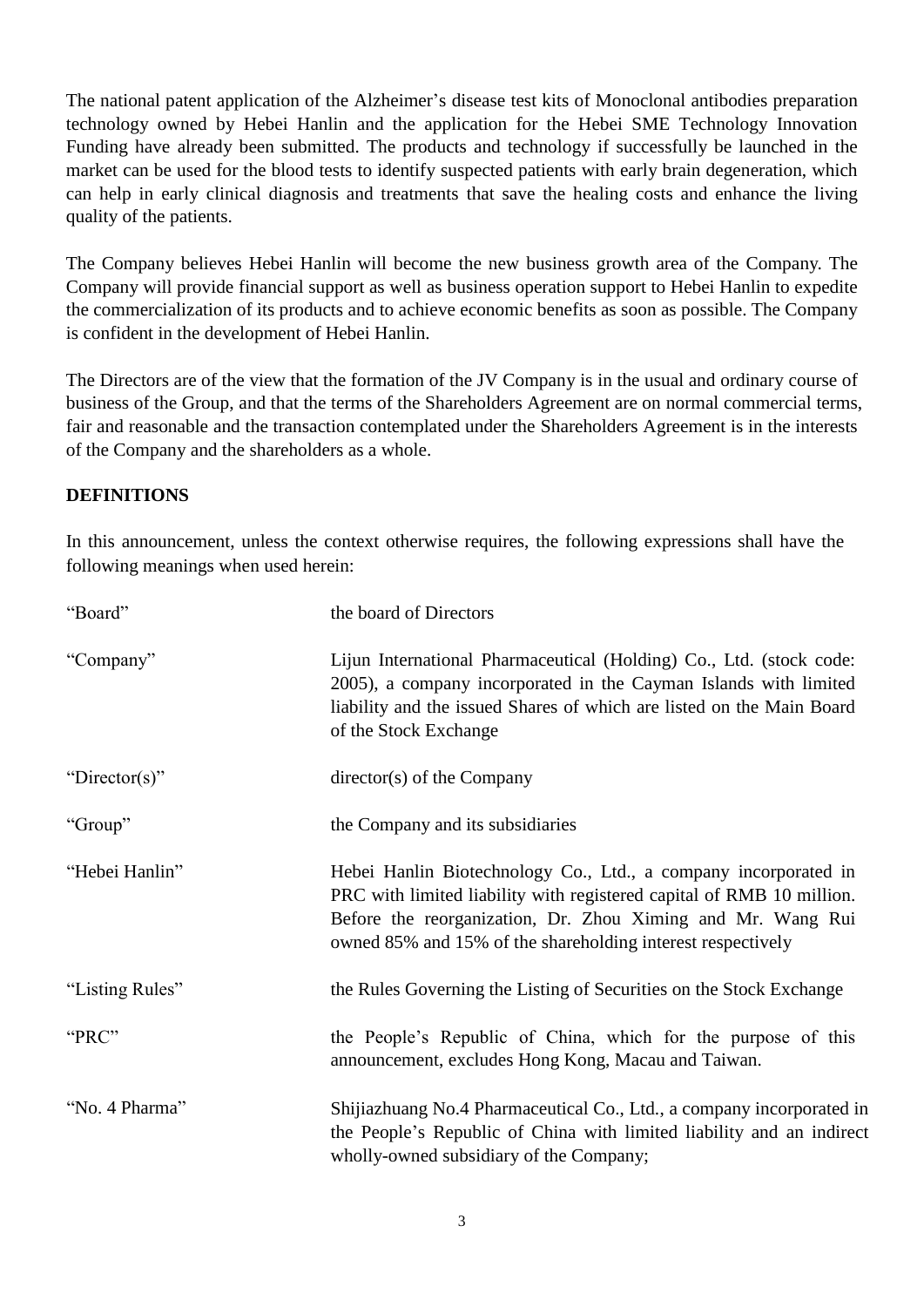The national patent application of the Alzheimer's disease test kits of Monoclonal antibodies preparation technology owned by Hebei Hanlin and the application for the Hebei SME Technology Innovation Funding have already been submitted. The products and technology if successfully be launched in the market can be used for the blood tests to identify suspected patients with early brain degeneration, which can help in early clinical diagnosis and treatments that save the healing costs and enhance the living quality of the patients.

The Company believes Hebei Hanlin will become the new business growth area of the Company. The Company will provide financial support as well as business operation support to Hebei Hanlin to expedite the commercialization of its products and to achieve economic benefits as soon as possible. The Company is confident in the development of Hebei Hanlin.

The Directors are of the view that the formation of the JV Company is in the usual and ordinary course of business of the Group, and that the terms of the Shareholders Agreement are on normal commercial terms, fair and reasonable and the transaction contemplated under the Shareholders Agreement is in the interests of the Company and the shareholders as a whole.

**DEFINITIONS**

In this announcement, unless the context otherwise requires, the following expressions shall have the following meanings when used herein:

| | |
|---|---|
| "Board" | the board of Directors |
| "Company" | Lijun International Pharmaceutical (Holding) Co., Ltd. (stock code: 2005), a company incorporated in the Cayman Islands with limited liability and the issued Shares of which are listed on the Main Board of the Stock Exchange |
| "Director(s)" | director(s) of the Company |
| "Group" | the Company and its subsidiaries |
| "Hebei Hanlin" | Hebei Hanlin Biotechnology Co., Ltd., a company incorporated in PRC with limited liability with registered capital of RMB 10 million. Before the reorganization, Dr. Zhou Ximing and Mr. Wang Rui owned 85% and 15% of the shareholding interest respectively |
| "Listing Rules" | the Rules Governing the Listing of Securities on the Stock Exchange |
| "PRC" | the People's Republic of China, which for the purpose of this announcement, excludes Hong Kong, Macau and Taiwan. |
| "No. 4 Pharma" | Shijiazhuang No.4 Pharmaceutical Co., Ltd., a company incorporated in the People's Republic of China with limited liability and an indirect wholly-owned subsidiary of the Company; |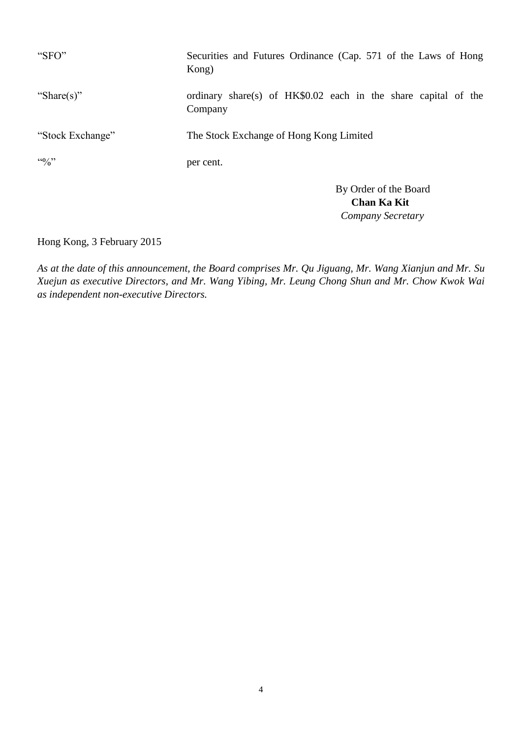| | |
|---|---|
| "SFO" | Securities and Futures Ordinance (Cap. 571 of the Laws of Hong Kong) |
| "Share(s)" | ordinary share(s) of HK$0.02 each in the share capital of the Company |
| "Stock Exchange" | The Stock Exchange of Hong Kong Limited |
| "%" | per cent. |

By Order of the Board
**Chan Ka Kit**
*Company Secretary*

Hong Kong, 3 February 2015

*As at the date of this announcement, the Board comprises Mr. Qu Jiguang, Mr. Wang Xianjun and Mr. Su Xuejun as executive Directors, and Mr. Wang Yibing, Mr. Leung Chong Shun and Mr. Chow Kwok Wai as independent non-executive Directors.*